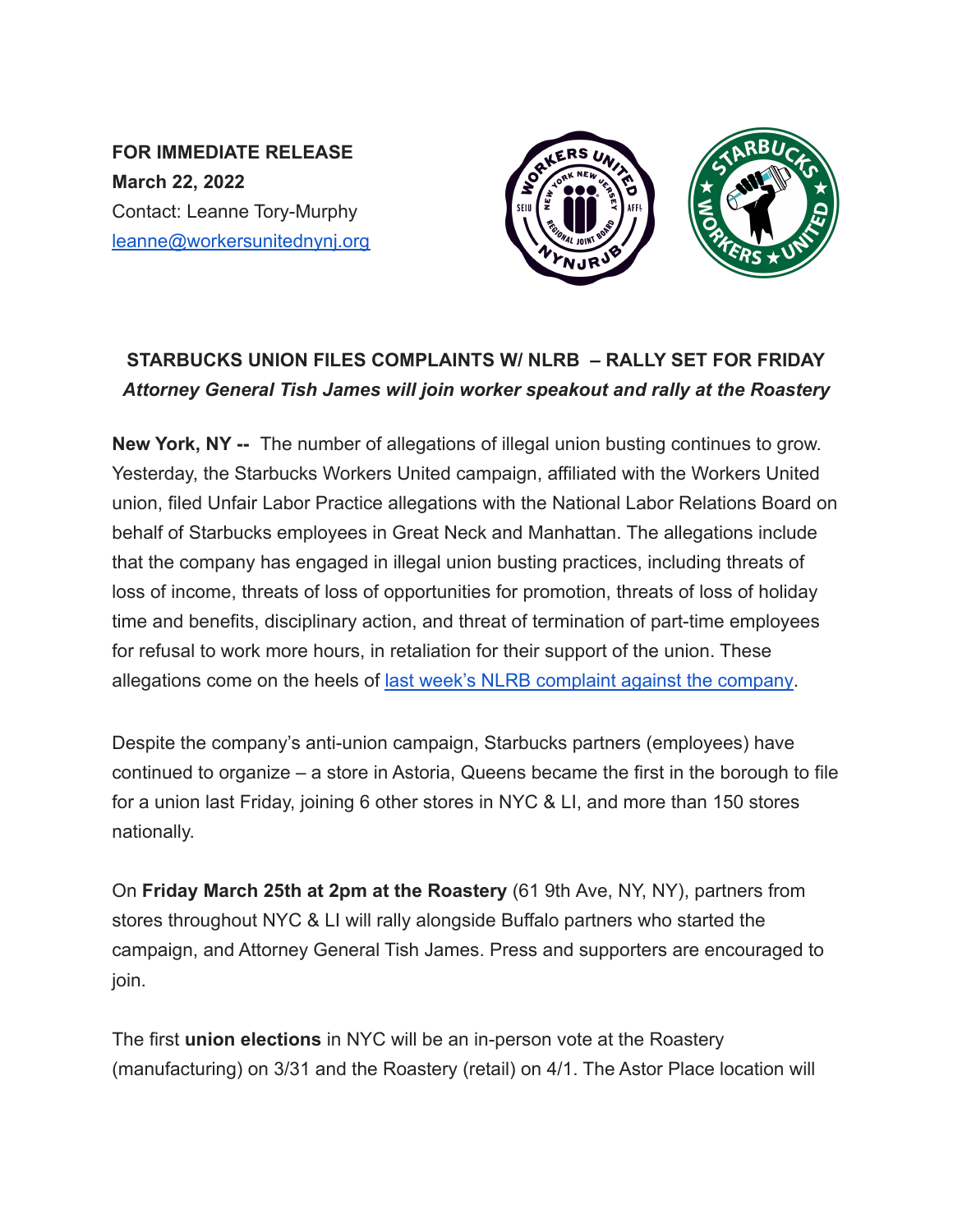**FOR IMMEDIATE RELEASE**
**March 22, 2022**
Contact: Leanne Tory-Murphy
[leanne@workersunitednynj.org](mailto:leanne@workersunitednynj.org)

## STARBUCKS UNION FILES COMPLAINTS W/ NLRB – RALLY SET FOR FRIDAY

***Attorney General Tish James will join worker speakout and rally at the Roastery***

**New York, NY --** The number of allegations of illegal union busting continues to grow. Yesterday, the Starbucks Workers United campaign, affiliated with the Workers United union, filed Unfair Labor Practice allegations with the National Labor Relations Board on behalf of Starbucks employees in Great Neck and Manhattan. The allegations include that the company has engaged in illegal union busting practices, including threats of loss of income, threats of loss of opportunities for promotion, threats of loss of holiday time and benefits, disciplinary action, and threat of termination of part-time employees for refusal to work more hours, in retaliation for their support of the union. These allegations come on the heels of last week's NLRB complaint against the company.

Despite the company's anti-union campaign, Starbucks partners (employees) have continued to organize – a store in Astoria, Queens became the first in the borough to file for a union last Friday, joining 6 other stores in NYC & LI, and more than 150 stores nationally.

On **Friday March 25th at 2pm at the Roastery** (61 9th Ave, NY, NY), partners from stores throughout NYC & LI will rally alongside Buffalo partners who started the campaign, and Attorney General Tish James. Press and supporters are encouraged to join.

The first **union elections** in NYC will be an in-person vote at the Roastery (manufacturing) on 3/31 and the Roastery (retail) on 4/1. The Astor Place location will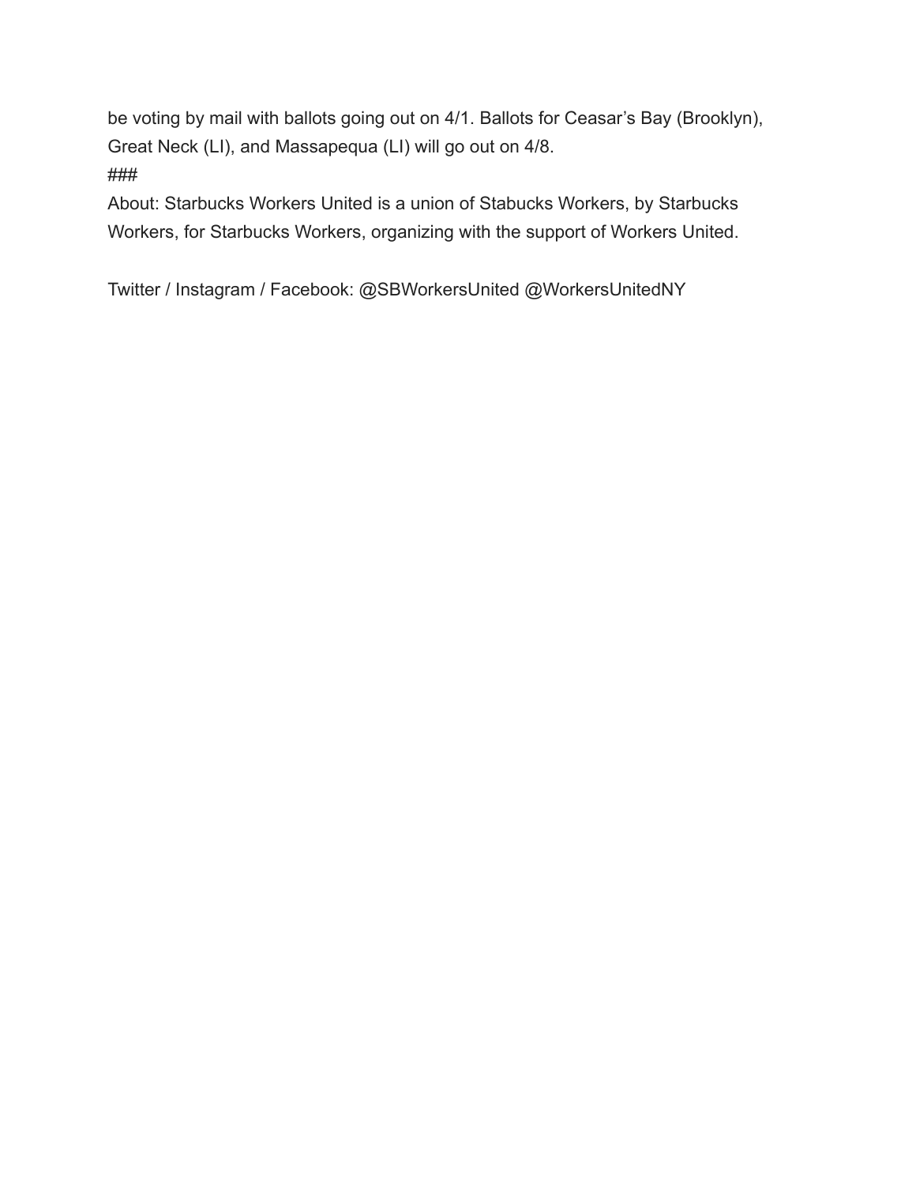be voting by mail with ballots going out on 4/1. Ballots for Ceasar's Bay (Brooklyn), Great Neck (LI), and Massapequa (LI) will go out on 4/8.

###

About: Starbucks Workers United is a union of Stabucks Workers, by Starbucks Workers, for Starbucks Workers, organizing with the support of Workers United.

Twitter / Instagram / Facebook: @SBWorkersUnited @WorkersUnitedNY